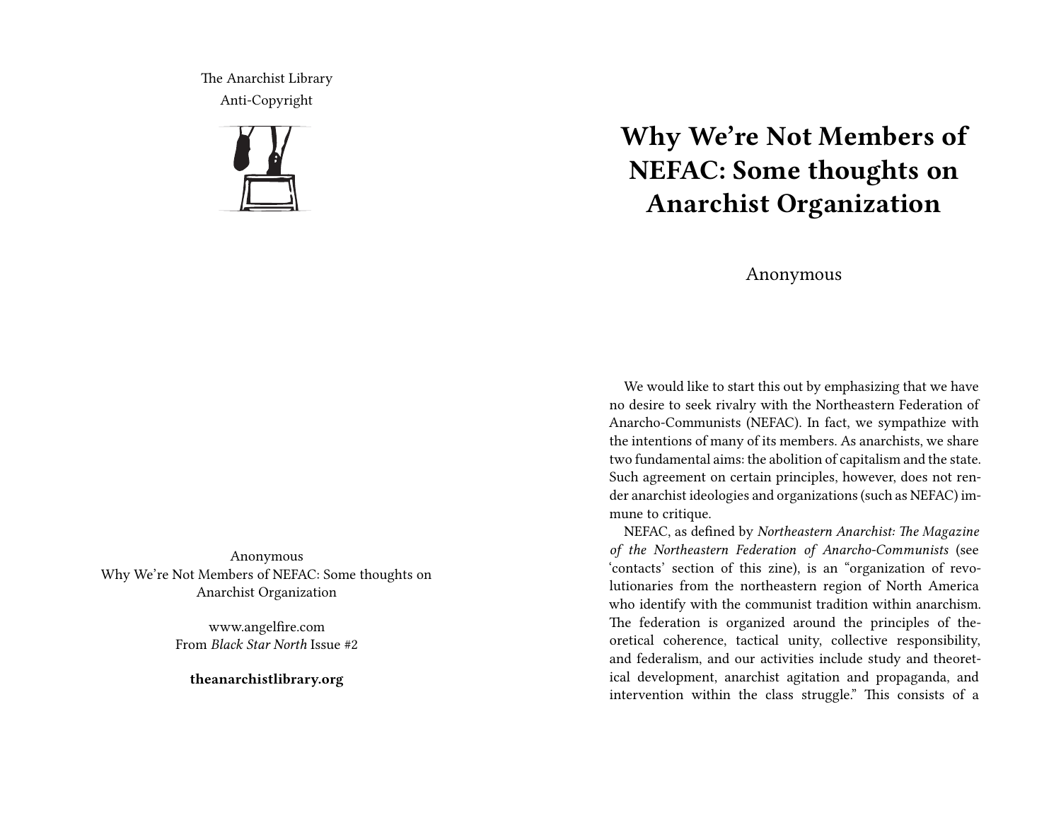The Anarchist Library
Anti-Copyright

Anonymous
Why We're Not Members of NEFAC: Some thoughts on Anarchist Organization

www.angelfire.com
From *Black Star North* Issue #2

**theanarchistlibrary.org**

# Why We're Not Members of NEFAC: Some thoughts on Anarchist Organization

Anonymous

We would like to start this out by emphasizing that we have no desire to seek rivalry with the Northeastern Federation of Anarcho-Communists (NEFAC). In fact, we sympathize with the intentions of many of its members. As anarchists, we share two fundamental aims: the abolition of capitalism and the state. Such agreement on certain principles, however, does not render anarchist ideologies and organizations (such as NEFAC) immune to critique.

NEFAC, as defined by *Northeastern Anarchist: The Magazine of the Northeastern Federation of Anarcho-Communists* (see 'contacts' section of this zine), is an "organization of revolutionaries from the northeastern region of North America who identify with the communist tradition within anarchism. The federation is organized around the principles of theoretical coherence, tactical unity, collective responsibility, and federalism, and our activities include study and theoretical development, anarchist agitation and propaganda, and intervention within the class struggle." This consists of a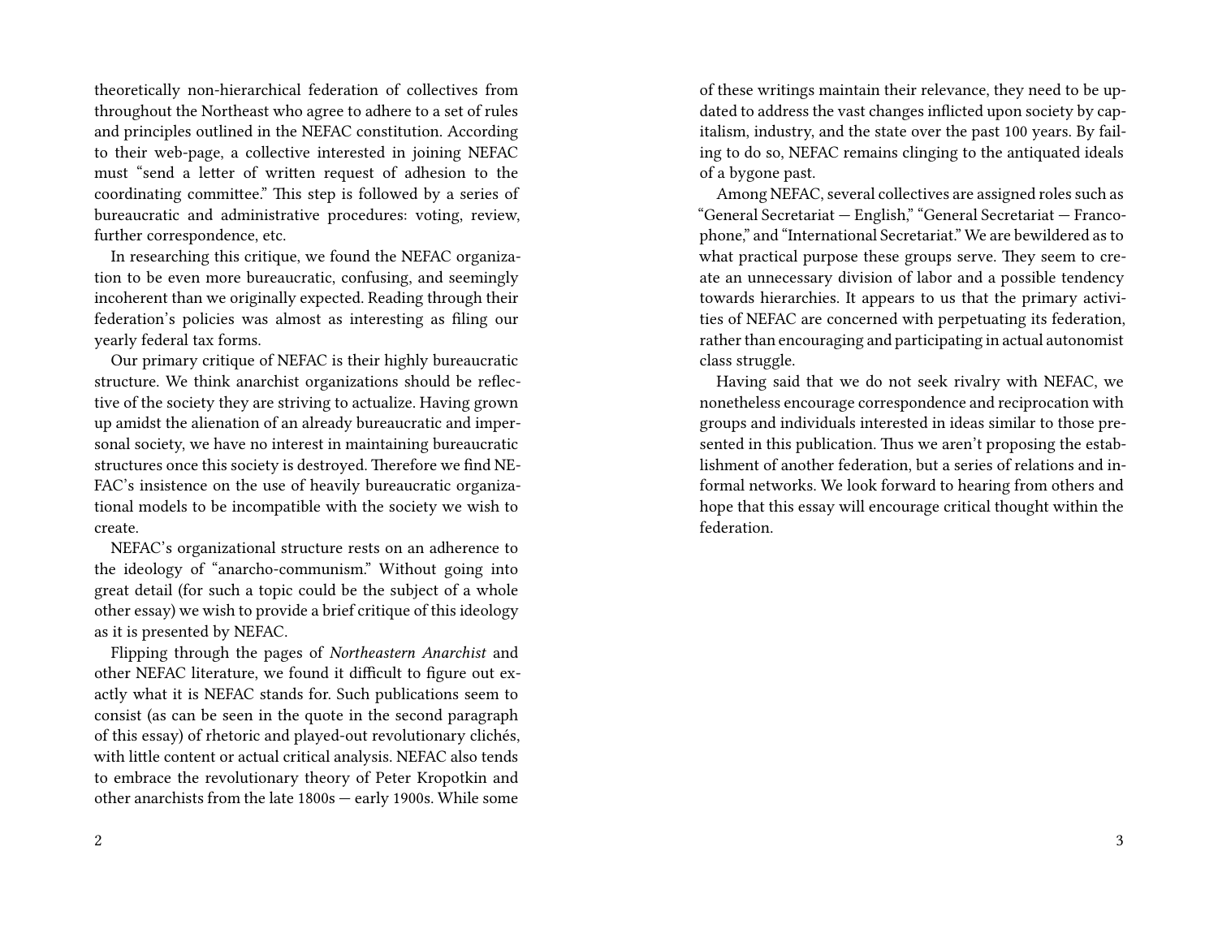theoretically non-hierarchical federation of collectives from throughout the Northeast who agree to adhere to a set of rules and principles outlined in the NEFAC constitution. According to their web-page, a collective interested in joining NEFAC must "send a letter of written request of adhesion to the coordinating committee." This step is followed by a series of bureaucratic and administrative procedures: voting, review, further correspondence, etc.

In researching this critique, we found the NEFAC organization to be even more bureaucratic, confusing, and seemingly incoherent than we originally expected. Reading through their federation's policies was almost as interesting as filing our yearly federal tax forms.

Our primary critique of NEFAC is their highly bureaucratic structure. We think anarchist organizations should be reflective of the society they are striving to actualize. Having grown up amidst the alienation of an already bureaucratic and impersonal society, we have no interest in maintaining bureaucratic structures once this society is destroyed. Therefore we find NEFAC's insistence on the use of heavily bureaucratic organizational models to be incompatible with the society we wish to create.

NEFAC's organizational structure rests on an adherence to the ideology of "anarcho-communism." Without going into great detail (for such a topic could be the subject of a whole other essay) we wish to provide a brief critique of this ideology as it is presented by NEFAC.

Flipping through the pages of *Northeastern Anarchist* and other NEFAC literature, we found it difficult to figure out exactly what it is NEFAC stands for. Such publications seem to consist (as can be seen in the quote in the second paragraph of this essay) of rhetoric and played-out revolutionary clichés, with little content or actual critical analysis. NEFAC also tends to embrace the revolutionary theory of Peter Kropotkin and other anarchists from the late 1800s — early 1900s. While some of these writings maintain their relevance, they need to be updated to address the vast changes inflicted upon society by capitalism, industry, and the state over the past 100 years. By failing to do so, NEFAC remains clinging to the antiquated ideals of a bygone past.

Among NEFAC, several collectives are assigned roles such as "General Secretariat — English," "General Secretariat — Francophone," and "International Secretariat." We are bewildered as to what practical purpose these groups serve. They seem to create an unnecessary division of labor and a possible tendency towards hierarchies. It appears to us that the primary activities of NEFAC are concerned with perpetuating its federation, rather than encouraging and participating in actual autonomist class struggle.

Having said that we do not seek rivalry with NEFAC, we nonetheless encourage correspondence and reciprocation with groups and individuals interested in ideas similar to those presented in this publication. Thus we aren't proposing the establishment of another federation, but a series of relations and informal networks. We look forward to hearing from others and hope that this essay will encourage critical thought within the federation.